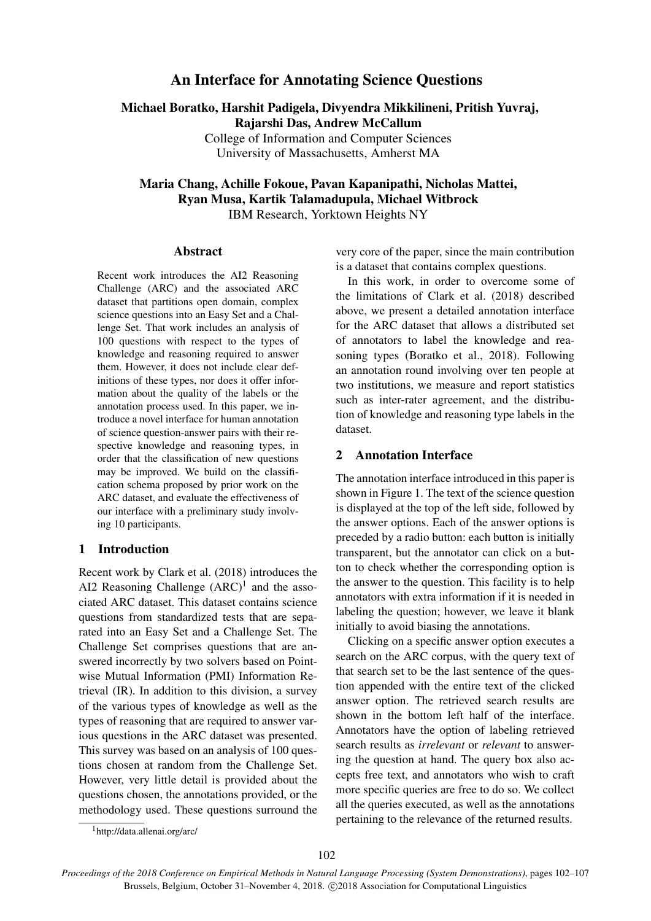# An Interface for Annotating Science Questions

**Michael Boratko, Harshit Padigela, Divyendra Mikkilineni, Pritish Yuvraj, Rajarshi Das, Andrew McCallum**
College of Information and Computer Sciences
University of Massachusetts, Amherst MA

**Maria Chang, Achille Fokoue, Pavan Kapanipathi, Nicholas Mattei, Ryan Musa, Kartik Talamadupula, Michael Witbrock**
IBM Research, Yorktown Heights NY

## Abstract

Recent work introduces the AI2 Reasoning Challenge (ARC) and the associated ARC dataset that partitions open domain, complex science questions into an Easy Set and a Challenge Set. That work includes an analysis of 100 questions with respect to the types of knowledge and reasoning required to answer them. However, it does not include clear definitions of these types, nor does it offer information about the quality of the labels or the annotation process used. In this paper, we introduce a novel interface for human annotation of science question-answer pairs with their respective knowledge and reasoning types, in order that the classification of new questions may be improved. We build on the classification schema proposed by prior work on the ARC dataset, and evaluate the effectiveness of our interface with a preliminary study involving 10 participants.

## 1 Introduction

Recent work by Clark et al. (2018) introduces the AI2 Reasoning Challenge (ARC)[1] and the associated ARC dataset. This dataset contains science questions from standardized tests that are separated into an Easy Set and a Challenge Set. The Challenge Set comprises questions that are answered incorrectly by two solvers based on Pointwise Mutual Information (PMI) Information Retrieval (IR). In addition to this division, a survey of the various types of knowledge as well as the types of reasoning that are required to answer various questions in the ARC dataset was presented. This survey was based on an analysis of 100 questions chosen at random from the Challenge Set. However, very little detail is provided about the questions chosen, the annotations provided, or the methodology used. These questions surround the very core of the paper, since the main contribution is a dataset that contains complex questions.

In this work, in order to overcome some of the limitations of Clark et al. (2018) described above, we present a detailed annotation interface for the ARC dataset that allows a distributed set of annotators to label the knowledge and reasoning types (Boratko et al., 2018). Following an annotation round involving over ten people at two institutions, we measure and report statistics such as inter-rater agreement, and the distribution of knowledge and reasoning type labels in the dataset.

## 2 Annotation Interface

The annotation interface introduced in this paper is shown in Figure 1. The text of the science question is displayed at the top of the left side, followed by the answer options. Each of the answer options is preceded by a radio button: each button is initially transparent, but the annotator can click on a button to check whether the corresponding option is the answer to the question. This facility is to help annotators with extra information if it is needed in labeling the question; however, we leave it blank initially to avoid biasing the annotations.

Clicking on a specific answer option executes a search on the ARC corpus, with the query text of that search set to be the last sentence of the question appended with the entire text of the clicked answer option. The retrieved search results are shown in the bottom left half of the interface. Annotators have the option of labeling retrieved search results as *irrelevant* or *relevant* to answering the question at hand. The query box also accepts free text, and annotators who wish to craft more specific queries are free to do so. We collect all the queries executed, as well as the annotations pertaining to the relevance of the returned results.

[1] http://data.allenai.org/arc/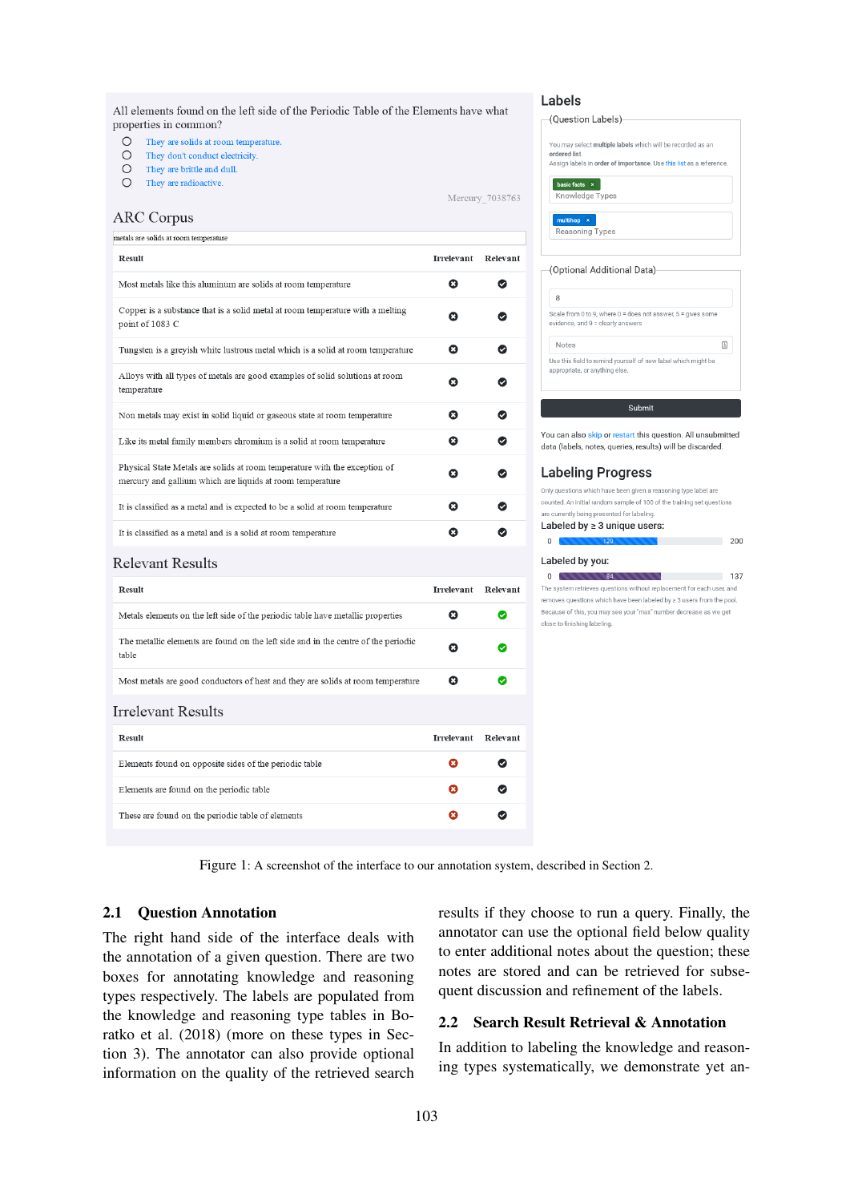All elements found on the left side of the Periodic Table of the Elements have what properties in common?

- They are solids at room temperature.
- They don't conduct electricity.
- They are brittle and dull.
- They are radioactive.

Mercury_7038763

## ARC Corpus

metals are solids at room temperature

| Result | Irrelevant | Relevant |
|---|---|---|
| Most metals like this aluminum are solids at room temperature | | |
| Copper is a substance that is a solid metal at room temperature with a melting point of 1083 C | | |
| Tungsten is a greyish white lustrous metal which is a solid at room temperature | | |
| Alloys with all types of metals are good examples of solid solutions at room temperature | | |
| Non metals may exist in solid liquid or gaseous state at room temperature | | |
| Like its metal family members chromium is a solid at room temperature | | |
| Physical State Metals are solids at room temperature with the exception of mercury and gallium which are liquids at room temperature | | |
| It is classified as a metal and is expected to be a solid at room temperature | | |
| It is classified as a metal and is a solid at room temperature | | |

## Relevant Results

| Result | Irrelevant | Relevant |
|---|---|---|
| Metals elements on the left side of the periodic table have metallic properties | | |
| The metallic elements are found on the left side and in the centre of the periodic table | | |
| Most metals are good conductors of heat and they are solids at room temperature | | |

## Irrelevant Results

| Result | Irrelevant | Relevant |
|---|---|---|
| Elements found on opposite sides of the periodic table | | |
| Elements are found on the periodic table | | |
| These are found on the periodic table of elements | | |

## Labels

(Question Labels)

You may select **multiple labels** which will be recorded as an **ordered list**.
Assign labels in **order of importance**. Use this list as a reference.

basic facts ×
Knowledge Types

multihop ×
Reasoning Types

(Optional Additional Data)

8

Scale from 0 to 9, where 0 = does not answer, 5 = gives some evidence, and 9 = clearly answers

Notes

Use this field to remind yourself of new label which might be appropriate, or anything else.

Submit

You can also skip or restart this question. All unsubmitted data (labels, notes, queries, results) will be discarded.

## Labeling Progress

Only questions which have been given a reasoning type label are counted. An initial random sample of 100 of the training set questions are currently being presented for labeling.

Labeled by ≥ 3 unique users:

0 — 120 — 200

Labeled by you:

0 — 84 — 137

The system retrieves questions without replacement for each user, and removes questions which have been labeled by ≥ 3 users from the pool. Because of this, you may see your "max" number decrease as we get close to finishing labeling.

Figure 1: A screenshot of the interface to our annotation system, described in Section 2.

### 2.1 Question Annotation

The right hand side of the interface deals with the annotation of a given question. There are two boxes for annotating knowledge and reasoning types respectively. The labels are populated from the knowledge and reasoning type tables in Boratko et al. (2018) (more on these types in Section 3). The annotator can also provide optional information on the quality of the retrieved search results if they choose to run a query. Finally, the annotator can use the optional field below quality to enter additional notes about the question; these notes are stored and can be retrieved for subsequent discussion and refinement of the labels.

### 2.2 Search Result Retrieval & Annotation

In addition to labeling the knowledge and reasoning types systematically, we demonstrate yet an-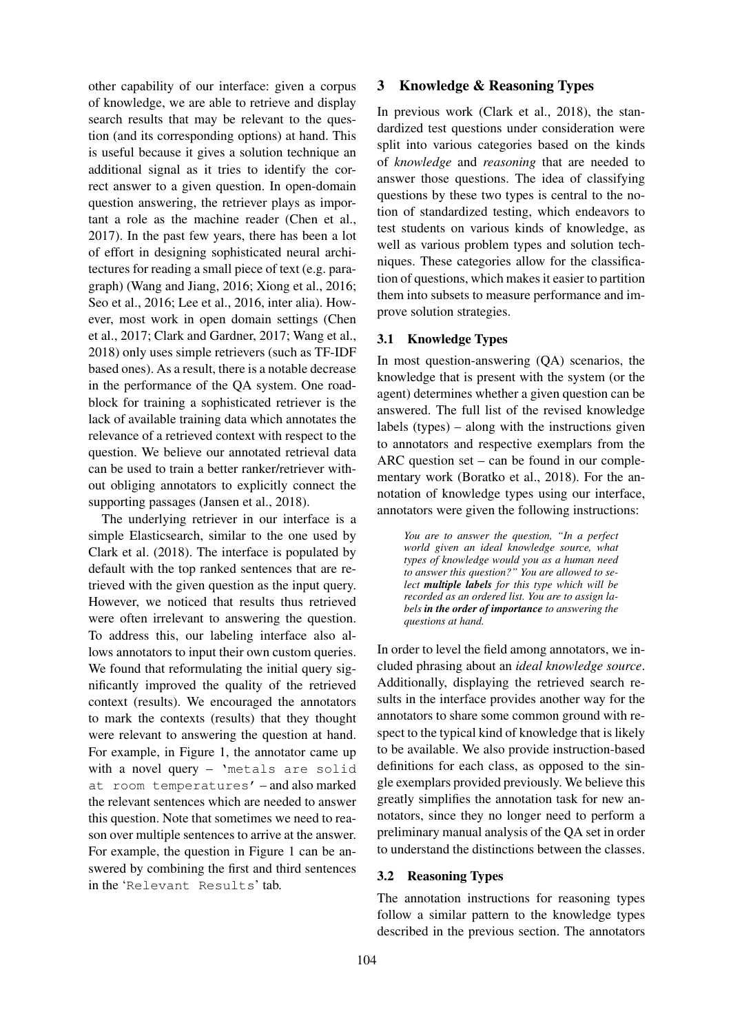other capability of our interface: given a corpus of knowledge, we are able to retrieve and display search results that may be relevant to the question (and its corresponding options) at hand. This is useful because it gives a solution technique an additional signal as it tries to identify the correct answer to a given question. In open-domain question answering, the retriever plays as important a role as the machine reader (Chen et al., 2017). In the past few years, there has been a lot of effort in designing sophisticated neural architectures for reading a small piece of text (e.g. paragraph) (Wang and Jiang, 2016; Xiong et al., 2016; Seo et al., 2016; Lee et al., 2016, inter alia). However, most work in open domain settings (Chen et al., 2017; Clark and Gardner, 2017; Wang et al., 2018) only uses simple retrievers (such as TF-IDF based ones). As a result, there is a notable decrease in the performance of the QA system. One roadblock for training a sophisticated retriever is the lack of available training data which annotates the relevance of a retrieved context with respect to the question. We believe our annotated retrieval data can be used to train a better ranker/retriever without obliging annotators to explicitly connect the supporting passages (Jansen et al., 2018).

The underlying retriever in our interface is a simple Elasticsearch, similar to the one used by Clark et al. (2018). The interface is populated by default with the top ranked sentences that are retrieved with the given question as the input query. However, we noticed that results thus retrieved were often irrelevant to answering the question. To address this, our labeling interface also allows annotators to input their own custom queries. We found that reformulating the initial query significantly improved the quality of the retrieved context (results). We encouraged the annotators to mark the contexts (results) that they thought were relevant to answering the question at hand. For example, in Figure 1, the annotator came up with a novel query – `'metals are solid at room temperatures'` – and also marked the relevant sentences which are needed to answer this question. Note that sometimes we need to reason over multiple sentences to arrive at the answer. For example, the question in Figure 1 can be answered by combining the first and third sentences in the '`Relevant Results`' tab.

## 3 Knowledge & Reasoning Types

In previous work (Clark et al., 2018), the standardized test questions under consideration were split into various categories based on the kinds of *knowledge* and *reasoning* that are needed to answer those questions. The idea of classifying questions by these two types is central to the notion of standardized testing, which endeavors to test students on various kinds of knowledge, as well as various problem types and solution techniques. These categories allow for the classification of questions, which makes it easier to partition them into subsets to measure performance and improve solution strategies.

### 3.1 Knowledge Types

In most question-answering (QA) scenarios, the knowledge that is present with the system (or the agent) determines whether a given question can be answered. The full list of the revised knowledge labels (types) – along with the instructions given to annotators and respective exemplars from the ARC question set – can be found in our complementary work (Boratko et al., 2018). For the annotation of knowledge types using our interface, annotators were given the following instructions:

> *You are to answer the question, "In a perfect world given an ideal knowledge source, what types of knowledge would you as a human need to answer this question?" You are allowed to select* ***multiple labels*** *for this type which will be recorded as an ordered list. You are to assign labels* ***in the order of importance*** *to answering the questions at hand.*

In order to level the field among annotators, we included phrasing about an *ideal knowledge source*. Additionally, displaying the retrieved search results in the interface provides another way for the annotators to share some common ground with respect to the typical kind of knowledge that is likely to be available. We also provide instruction-based definitions for each class, as opposed to the single exemplars provided previously. We believe this greatly simplifies the annotation task for new annotators, since they no longer need to perform a preliminary manual analysis of the QA set in order to understand the distinctions between the classes.

### 3.2 Reasoning Types

The annotation instructions for reasoning types follow a similar pattern to the knowledge types described in the previous section. The annotators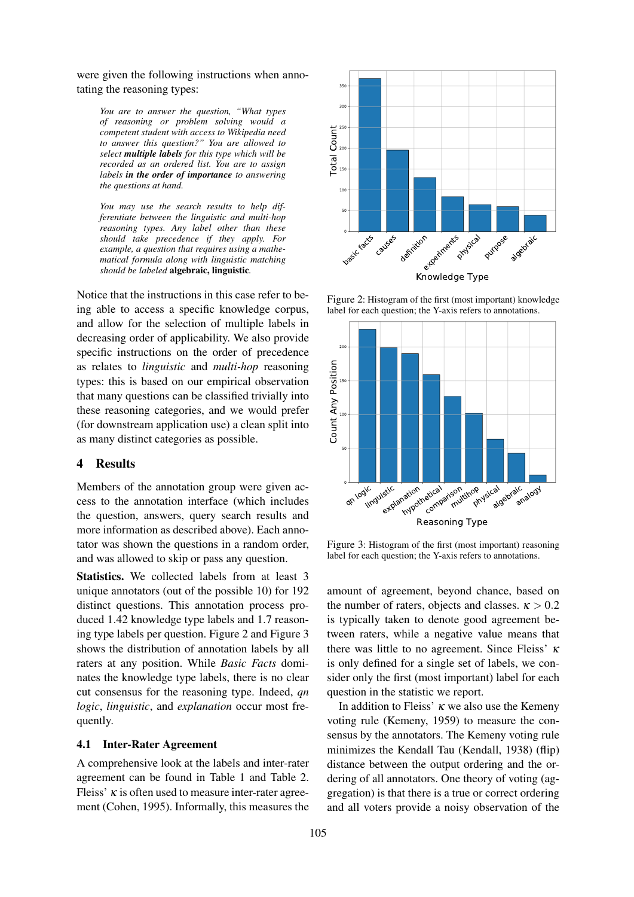were given the following instructions when annotating the reasoning types:

> *You are to answer the question, "What types of reasoning or problem solving would a competent student with access to Wikipedia need to answer this question?" You are allowed to select* ***multiple labels*** *for this type which will be recorded as an ordered list. You are to assign labels* ***in the order of importance*** *to answering the questions at hand.*
>
> *You may use the search results to help differentiate between the linguistic and multi-hop reasoning types. Any label other than these should take precedence if they apply. For example, a question that requires using a mathematical formula along with linguistic matching should be labeled* **algebraic, linguistic**.

Notice that the instructions in this case refer to being able to access a specific knowledge corpus, and allow for the selection of multiple labels in decreasing order of applicability. We also provide specific instructions on the order of precedence as relates to *linguistic* and *multi-hop* reasoning types: this is based on our empirical observation that many questions can be classified trivially into these reasoning categories, and we would prefer (for downstream application use) a clean split into as many distinct categories as possible.

## 4 Results

Members of the annotation group were given access to the annotation interface (which includes the question, answers, query search results and more information as described above). Each annotator was shown the questions in a random order, and was allowed to skip or pass any question.

**Statistics.** We collected labels from at least 3 unique annotators (out of the possible 10) for 192 distinct questions. This annotation process produced 1.42 knowledge type labels and 1.7 reasoning type labels per question. Figure 2 and Figure 3 shows the distribution of annotation labels by all raters at any position. While *Basic Facts* dominates the knowledge type labels, there is no clear cut consensus for the reasoning type. Indeed, *qn logic*, *linguistic*, and *explanation* occur most frequently.

### 4.1 Inter-Rater Agreement

A comprehensive look at the labels and inter-rater agreement can be found in Table 1 and Table 2. Fleiss' $\kappa$ is often used to measure inter-rater agreement (Cohen, 1995). Informally, this measures the amount of agreement, beyond chance, based on the number of raters, objects and classes. $\kappa > 0.2$ is typically taken to denote good agreement between raters, while a negative value means that there was little to no agreement. Since Fleiss' $\kappa$ is only defined for a single set of labels, we consider only the first (most important) label for each question in the statistic we report.

In addition to Fleiss' $\kappa$ we also use the Kemeny voting rule (Kemeny, 1959) to measure the consensus by the annotators. The Kemeny voting rule minimizes the Kendall Tau (Kendall, 1938) (flip) distance between the output ordering and the ordering of all annotators. One theory of voting (aggregation) is that there is a true or correct ordering and all voters provide a noisy observation of the

Figure 2: Histogram of the first (most important) knowledge label for each question; the Y-axis refers to annotations.

Figure 3: Histogram of the first (most important) reasoning label for each question; the Y-axis refers to annotations.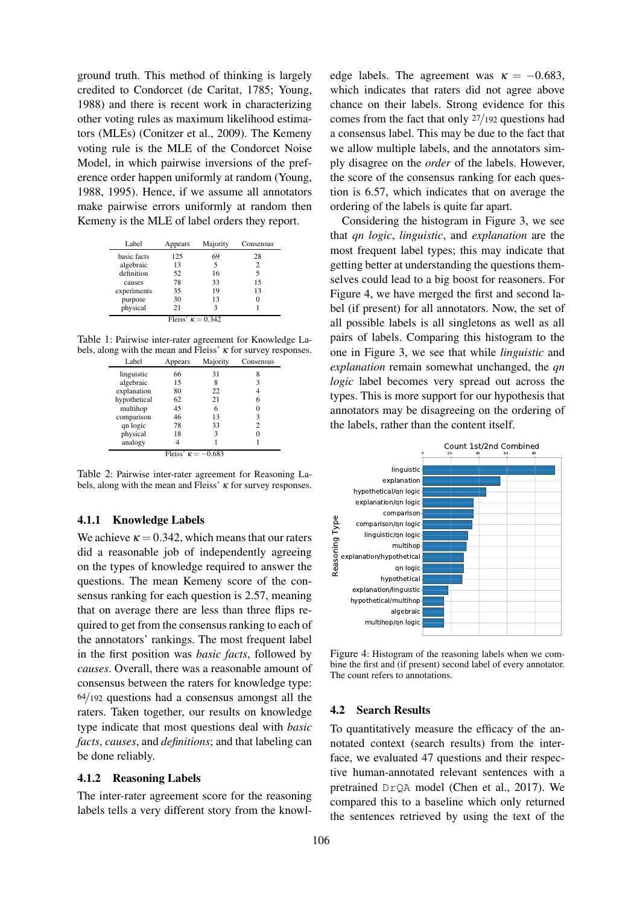ground truth. This method of thinking is largely credited to Condorcet (de Caritat, 1785; Young, 1988) and there is recent work in characterizing other voting rules as maximum likelihood estimators (MLEs) (Conitzer et al., 2009). The Kemeny voting rule is the MLE of the Condorcet Noise Model, in which pairwise inversions of the preference order happen uniformly at random (Young, 1988, 1995). Hence, if we assume all annotators make pairwise errors uniformly at random then Kemeny is the MLE of label orders they report.

| Label | Appears | Majority | Consensus |
|---|---|---|---|
| basic facts | 125 | 69 | 28 |
| algebraic | 13 | 5 | 2 |
| definition | 52 | 16 | 5 |
| causes | 78 | 33 | 15 |
| experiments | 35 | 19 | 13 |
| purpose | 30 | 13 | 0 |
| physical | 21 | 3 | 1 |
| Fleiss' $\kappa = 0.342$ | | | |

Table 1: Pairwise inter-rater agreement for Knowledge Labels, along with the mean and Fleiss' $\kappa$ for survey responses.

| Label | Appears | Majority | Consensus |
|---|---|---|---|
| linguistic | 66 | 31 | 8 |
| algebraic | 15 | 8 | 3 |
| explanation | 80 | 22 | 4 |
| hypothetical | 62 | 21 | 6 |
| multihop | 45 | 6 | 0 |
| comparison | 46 | 13 | 3 |
| qn logic | 78 | 33 | 2 |
| physical | 18 | 3 | 0 |
| analogy | 4 | 1 | 1 |
| Fleiss' $\kappa = -0.683$ | | | |

Table 2: Pairwise inter-rater agreement for Reasoning Labels, along with the mean and Fleiss' $\kappa$ for survey responses.

#### 4.1.1 Knowledge Labels

We achieve $\kappa = 0.342$, which means that our raters did a reasonable job of independently agreeing on the types of knowledge required to answer the questions. The mean Kemeny score of the consensus ranking for each question is 2.57, meaning that on average there are less than three flips required to get from the consensus ranking to each of the annotators' rankings. The most frequent label in the first position was *basic facts*, followed by *causes*. Overall, there was a reasonable amount of consensus between the raters for knowledge type: 64/192 questions had a consensus amongst all the raters. Taken together, our results on knowledge type indicate that most questions deal with *basic facts*, *causes*, and *definitions*; and that labeling can be done reliably.

#### 4.1.2 Reasoning Labels

The inter-rater agreement score for the reasoning labels tells a very different story from the knowledge labels. The agreement was $\kappa = -0.683$, which indicates that raters did not agree above chance on their labels. Strong evidence for this comes from the fact that only 27/192 questions had a consensus label. This may be due to the fact that we allow multiple labels, and the annotators simply disagree on the *order* of the labels. However, the score of the consensus ranking for each question is 6.57, which indicates that on average the ordering of the labels is quite far apart.

Considering the histogram in Figure 3, we see that *qn logic*, *linguistic*, and *explanation* are the most frequent label types; this may indicate that getting better at understanding the questions themselves could lead to a big boost for reasoners. For Figure 4, we have merged the first and second label (if present) for all annotators. Now, the set of all possible labels is all singletons as well as all pairs of labels. Comparing this histogram to the one in Figure 3, we see that while *linguistic* and *explanation* remain somewhat unchanged, the *qn logic* label becomes very spread out across the types. This is more support for our hypothesis that annotators may be disagreeing on the ordering of the labels, rather than the content itself.

Figure 4: Histogram of the reasoning labels when we combine the first and (if present) second label of every annotator. The count refers to annotations.

### 4.2 Search Results

To quantitatively measure the efficacy of the annotated context (search results) from the interface, we evaluated 47 questions and their respective human-annotated relevant sentences with a pretrained DrQA model (Chen et al., 2017). We compared this to a baseline which only returned the sentences retrieved by using the text of the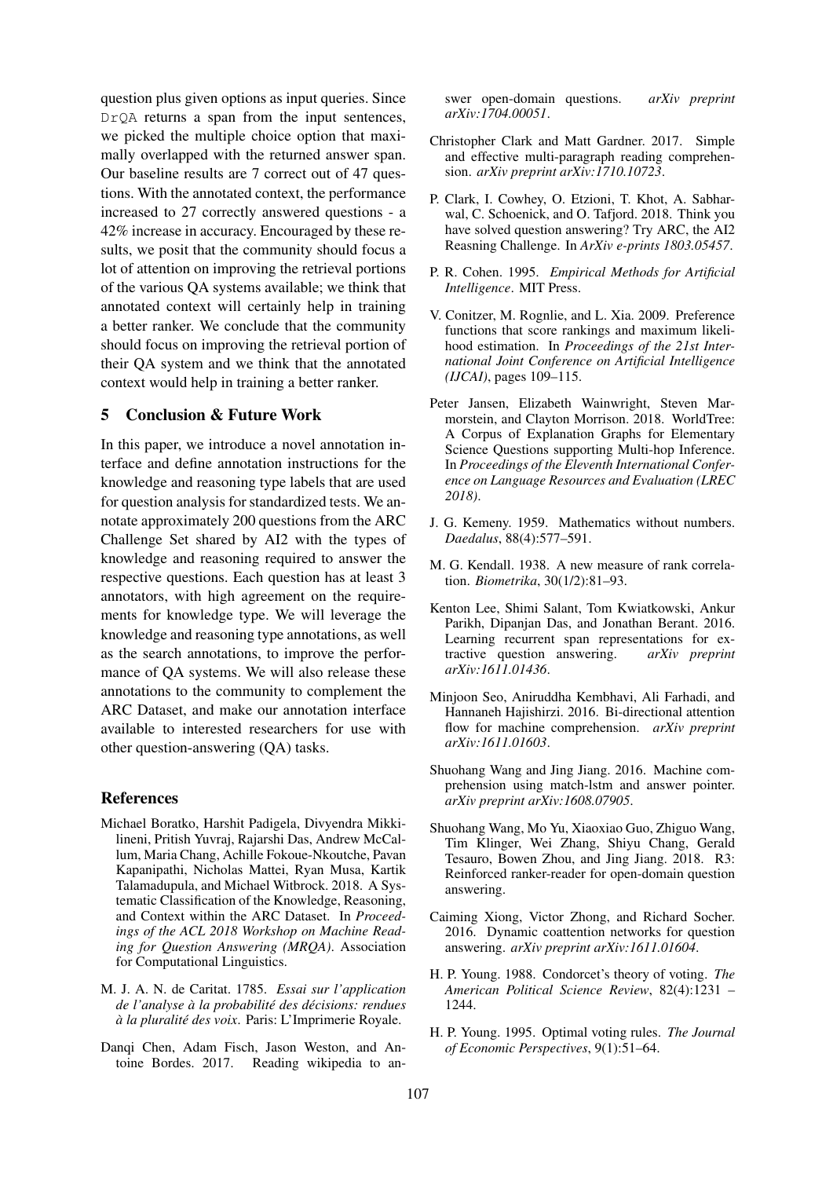question plus given options as input queries. Since DrQA returns a span from the input sentences, we picked the multiple choice option that maximally overlapped with the returned answer span. Our baseline results are 7 correct out of 47 questions. With the annotated context, the performance increased to 27 correctly answered questions - a 42% increase in accuracy. Encouraged by these results, we posit that the community should focus a lot of attention on improving the retrieval portions of the various QA systems available; we think that annotated context will certainly help in training a better ranker. We conclude that the community should focus on improving the retrieval portion of their QA system and we think that the annotated context would help in training a better ranker.

## 5 Conclusion & Future Work

In this paper, we introduce a novel annotation interface and define annotation instructions for the knowledge and reasoning type labels that are used for question analysis for standardized tests. We annotate approximately 200 questions from the ARC Challenge Set shared by AI2 with the types of knowledge and reasoning required to answer the respective questions. Each question has at least 3 annotators, with high agreement on the requirements for knowledge type. We will leverage the knowledge and reasoning type annotations, as well as the search annotations, to improve the performance of QA systems. We will also release these annotations to the community to complement the ARC Dataset, and make our annotation interface available to interested researchers for use with other question-answering (QA) tasks.

## References

Michael Boratko, Harshit Padigela, Divyendra Mikkilineni, Pritish Yuvraj, Rajarshi Das, Andrew McCallum, Maria Chang, Achille Fokoue-Nkoutche, Pavan Kapanipathi, Nicholas Mattei, Ryan Musa, Kartik Talamadupula, and Michael Witbrock. 2018. A Systematic Classification of the Knowledge, Reasoning, and Context within the ARC Dataset. In *Proceedings of the ACL 2018 Workshop on Machine Reading for Question Answering (MRQA)*. Association for Computational Linguistics.

M. J. A. N. de Caritat. 1785. *Essai sur l'application de l'analyse à la probabilité des décisions: rendues à la pluralité des voix*. Paris: L'Imprimerie Royale.

Danqi Chen, Adam Fisch, Jason Weston, and Antoine Bordes. 2017. Reading wikipedia to answer open-domain questions. *arXiv preprint arXiv:1704.00051*.

Christopher Clark and Matt Gardner. 2017. Simple and effective multi-paragraph reading comprehension. *arXiv preprint arXiv:1710.10723*.

P. Clark, I. Cowhey, O. Etzioni, T. Khot, A. Sabharwal, C. Schoenick, and O. Tafjord. 2018. Think you have solved question answering? Try ARC, the AI2 Reasning Challenge. In *ArXiv e-prints 1803.05457*.

P. R. Cohen. 1995. *Empirical Methods for Artificial Intelligence*. MIT Press.

V. Conitzer, M. Rognlie, and L. Xia. 2009. Preference functions that score rankings and maximum likelihood estimation. In *Proceedings of the 21st International Joint Conference on Artificial Intelligence (IJCAI)*, pages 109–115.

Peter Jansen, Elizabeth Wainwright, Steven Marmorstein, and Clayton Morrison. 2018. WorldTree: A Corpus of Explanation Graphs for Elementary Science Questions supporting Multi-hop Inference. In *Proceedings of the Eleventh International Conference on Language Resources and Evaluation (LREC 2018)*.

J. G. Kemeny. 1959. Mathematics without numbers. *Daedalus*, 88(4):577–591.

M. G. Kendall. 1938. A new measure of rank correlation. *Biometrika*, 30(1/2):81–93.

Kenton Lee, Shimi Salant, Tom Kwiatkowski, Ankur Parikh, Dipanjan Das, and Jonathan Berant. 2016. Learning recurrent span representations for extractive question answering. *arXiv preprint arXiv:1611.01436*.

Minjoon Seo, Aniruddha Kembhavi, Ali Farhadi, and Hannaneh Hajishirzi. 2016. Bi-directional attention flow for machine comprehension. *arXiv preprint arXiv:1611.01603*.

Shuohang Wang and Jing Jiang. 2016. Machine comprehension using match-lstm and answer pointer. *arXiv preprint arXiv:1608.07905*.

Shuohang Wang, Mo Yu, Xiaoxiao Guo, Zhiguo Wang, Tim Klinger, Wei Zhang, Shiyu Chang, Gerald Tesauro, Bowen Zhou, and Jing Jiang. 2018. R3: Reinforced ranker-reader for open-domain question answering.

Caiming Xiong, Victor Zhong, and Richard Socher. 2016. Dynamic coattention networks for question answering. *arXiv preprint arXiv:1611.01604*.

H. P. Young. 1988. Condorcet's theory of voting. *The American Political Science Review*, 82(4):1231 – 1244.

H. P. Young. 1995. Optimal voting rules. *The Journal of Economic Perspectives*, 9(1):51–64.